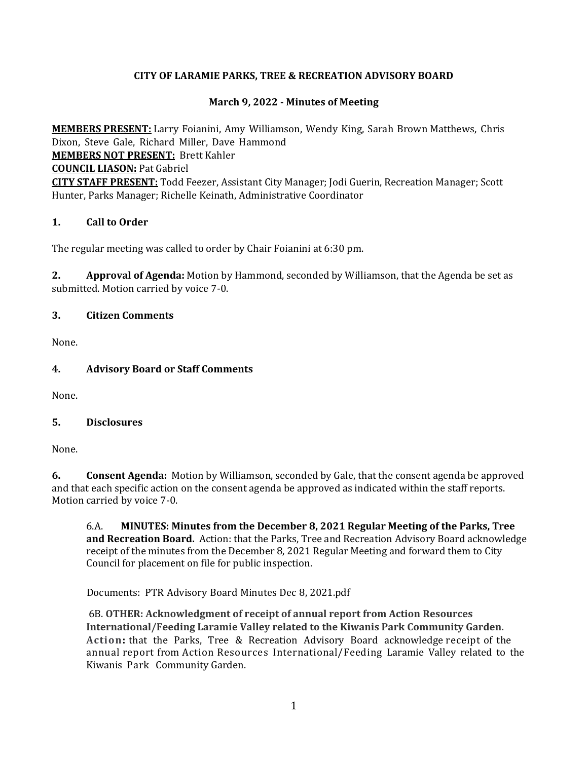# CITY OF LARAMIE PARKS, TREE & RECREATION ADVISORY BOARD

## March 9, 2022 - Minutes of Meeting

**MEMBERS PRESENT:** Larry Foianini, Amy Williamson, Wendy King, Sarah Brown Matthews, Chris Dixon, Steve Gale, Richard Miller, Dave Hammond
**MEMBERS NOT PRESENT:** Brett Kahler
**COUNCIL LIASON:** Pat Gabriel
**CITY STAFF PRESENT:** Todd Feezer, Assistant City Manager; Jodi Guerin, Recreation Manager; Scott Hunter, Parks Manager; Richelle Keinath, Administrative Coordinator

### 1. Call to Order

The regular meeting was called to order by Chair Foianini at 6:30 pm.

**2. Approval of Agenda:** Motion by Hammond, seconded by Williamson, that the Agenda be set as submitted. Motion carried by voice 7-0.

### 3. Citizen Comments

None.

### 4. Advisory Board or Staff Comments

None.

### 5. Disclosures

None.

**6. Consent Agenda:** Motion by Williamson, seconded by Gale, that the consent agenda be approved and that each specific action on the consent agenda be approved as indicated within the staff reports. Motion carried by voice 7-0.

6.A. **MINUTES: Minutes from the December 8, 2021 Regular Meeting of the Parks, Tree and Recreation Board.** Action: that the Parks, Tree and Recreation Advisory Board acknowledge receipt of the minutes from the December 8, 2021 Regular Meeting and forward them to City Council for placement on file for public inspection.

Documents: PTR Advisory Board Minutes Dec 8, 2021.pdf

6B. **OTHER: Acknowledgment of receipt of annual report from Action Resources International/Feeding Laramie Valley related to the Kiwanis Park Community Garden. Action:** that the Parks, Tree & Recreation Advisory Board acknowledge receipt of the annual report from Action Resources International/Feeding Laramie Valley related to the Kiwanis Park Community Garden.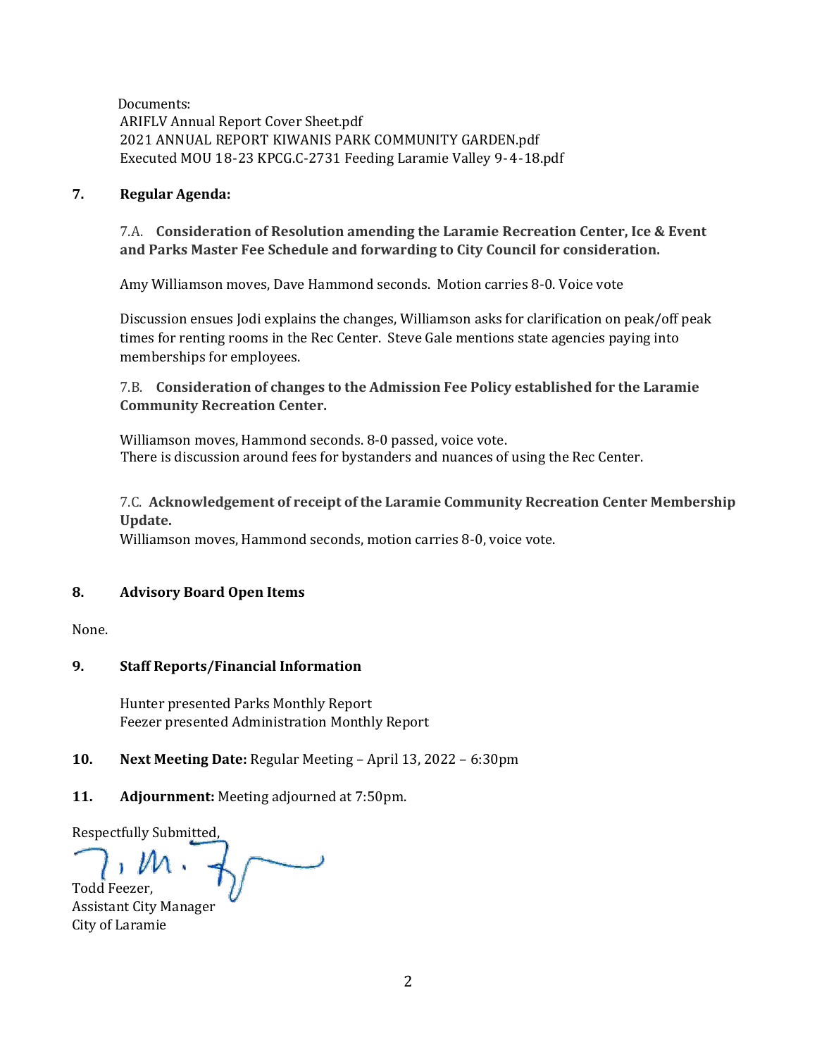Documents:
ARIFLV Annual Report Cover Sheet.pdf
2021 ANNUAL REPORT KIWANIS PARK COMMUNITY GARDEN.pdf
Executed MOU 18-23 KPCG.C-2731 Feeding Laramie Valley 9-4-18.pdf

**7. Regular Agenda:**

7.A. **Consideration of Resolution amending the Laramie Recreation Center, Ice & Event and Parks Master Fee Schedule and forwarding to City Council for consideration.**

Amy Williamson moves, Dave Hammond seconds. Motion carries 8-0. Voice vote

Discussion ensues Jodi explains the changes, Williamson asks for clarification on peak/off peak times for renting rooms in the Rec Center. Steve Gale mentions state agencies paying into memberships for employees.

7.B. **Consideration of changes to the Admission Fee Policy established for the Laramie Community Recreation Center.**

Williamson moves, Hammond seconds. 8-0 passed, voice vote.
There is discussion around fees for bystanders and nuances of using the Rec Center.

7.C. **Acknowledgement of receipt of the Laramie Community Recreation Center Membership Update.**
Williamson moves, Hammond seconds, motion carries 8-0, voice vote.

**8. Advisory Board Open Items**

None.

**9. Staff Reports/Financial Information**

Hunter presented Parks Monthly Report
Feezer presented Administration Monthly Report

**10. Next Meeting Date:** Regular Meeting – April 13, 2022 – 6:30pm

**11. Adjournment:** Meeting adjourned at 7:50pm.

Respectfully Submitted,

Todd Feezer,
Assistant City Manager
City of Laramie